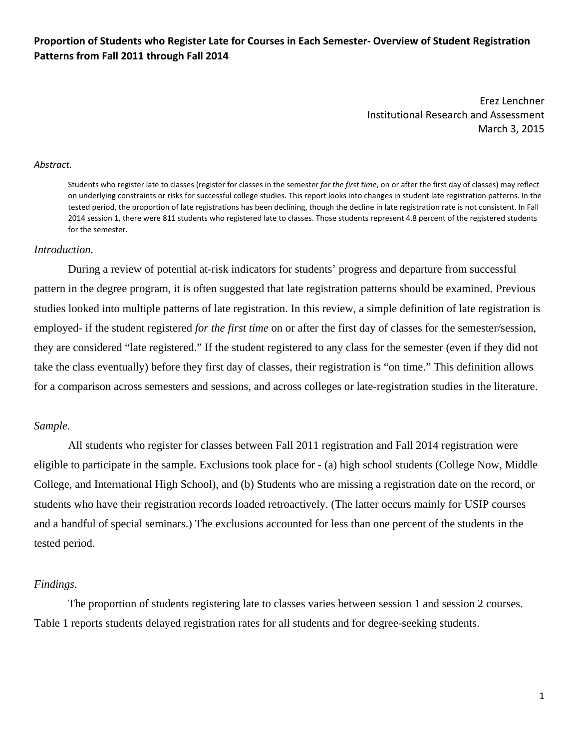**Proportion of Students who Register Late for Courses in Each Semester- Overview of Student Registration Patterns from Fall 2011 through Fall 2014**

Erez Lenchner
Institutional Research and Assessment
March 3, 2015

*Abstract.*

Students who register late to classes (register for classes in the semester *for the first time*, on or after the first day of classes) may reflect on underlying constraints or risks for successful college studies. This report looks into changes in student late registration patterns. In the tested period, the proportion of late registrations has been declining, though the decline in late registration rate is not consistent. In Fall 2014 session 1, there were 811 students who registered late to classes. Those students represent 4.8 percent of the registered students for the semester.

*Introduction.*

During a review of potential at-risk indicators for students' progress and departure from successful pattern in the degree program, it is often suggested that late registration patterns should be examined. Previous studies looked into multiple patterns of late registration. In this review, a simple definition of late registration is employed- if the student registered *for the first time* on or after the first day of classes for the semester/session, they are considered "late registered." If the student registered to any class for the semester (even if they did not take the class eventually) before they first day of classes, their registration is "on time." This definition allows for a comparison across semesters and sessions, and across colleges or late-registration studies in the literature.

*Sample.*

All students who register for classes between Fall 2011 registration and Fall 2014 registration were eligible to participate in the sample. Exclusions took place for - (a) high school students (College Now, Middle College, and International High School), and (b) Students who are missing a registration date on the record, or students who have their registration records loaded retroactively. (The latter occurs mainly for USIP courses and a handful of special seminars.) The exclusions accounted for less than one percent of the students in the tested period.

*Findings.*

The proportion of students registering late to classes varies between session 1 and session 2 courses. Table 1 reports students delayed registration rates for all students and for degree-seeking students.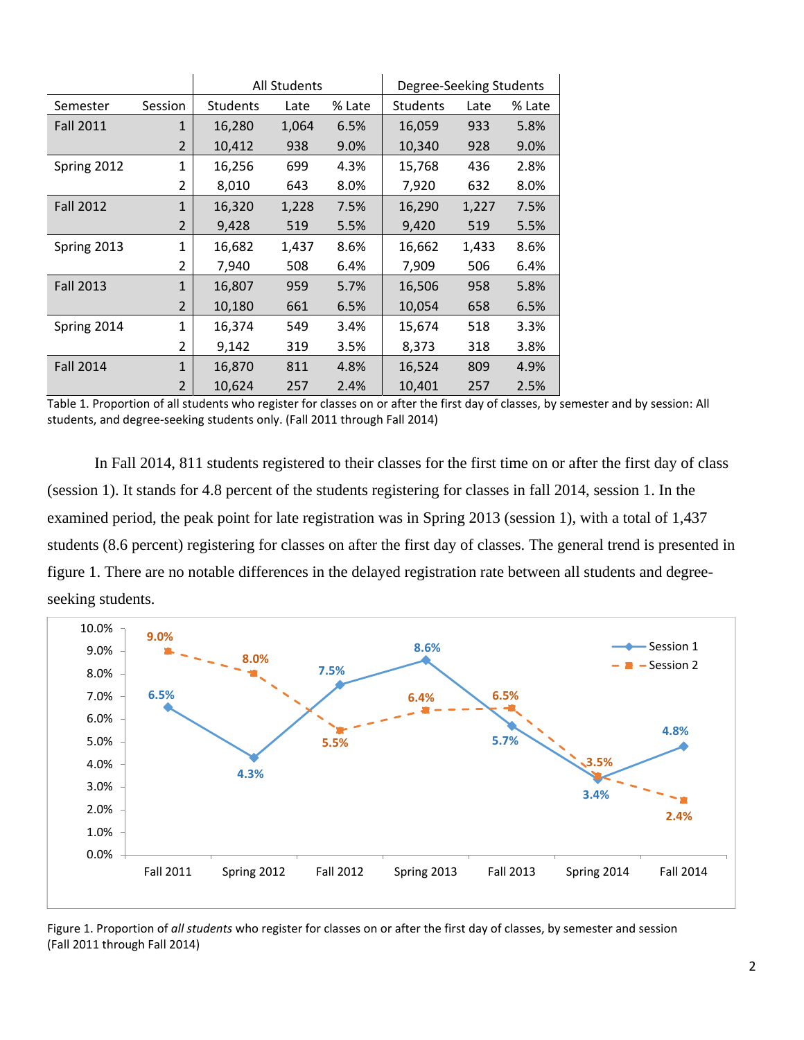| Semester | Session | All Students | | | Degree-Seeking Students | | |
|---|---|---|---|---|---|---|---|
| | | Students | Late | % Late | Students | Late | % Late |
| Fall 2011 | 1 | 16,280 | 1,064 | 6.5% | 16,059 | 933 | 5.8% |
| | 2 | 10,412 | 938 | 9.0% | 10,340 | 928 | 9.0% |
| Spring 2012 | 1 | 16,256 | 699 | 4.3% | 15,768 | 436 | 2.8% |
| | 2 | 8,010 | 643 | 8.0% | 7,920 | 632 | 8.0% |
| Fall 2012 | 1 | 16,320 | 1,228 | 7.5% | 16,290 | 1,227 | 7.5% |
| | 2 | 9,428 | 519 | 5.5% | 9,420 | 519 | 5.5% |
| Spring 2013 | 1 | 16,682 | 1,437 | 8.6% | 16,662 | 1,433 | 8.6% |
| | 2 | 7,940 | 508 | 6.4% | 7,909 | 506 | 6.4% |
| Fall 2013 | 1 | 16,807 | 959 | 5.7% | 16,506 | 958 | 5.8% |
| | 2 | 10,180 | 661 | 6.5% | 10,054 | 658 | 6.5% |
| Spring 2014 | 1 | 16,374 | 549 | 3.4% | 15,674 | 518 | 3.3% |
| | 2 | 9,142 | 319 | 3.5% | 8,373 | 318 | 3.8% |
| Fall 2014 | 1 | 16,870 | 811 | 4.8% | 16,524 | 809 | 4.9% |
| | 2 | 10,624 | 257 | 2.4% | 10,401 | 257 | 2.5% |

Table 1. Proportion of all students who register for classes on or after the first day of classes, by semester and by session: All students, and degree-seeking students only. (Fall 2011 through Fall 2014)

In Fall 2014, 811 students registered to their classes for the first time on or after the first day of class (session 1). It stands for 4.8 percent of the students registering for classes in fall 2014, session 1. In the examined period, the peak point for late registration was in Spring 2013 (session 1), with a total of 1,437 students (8.6 percent) registering for classes on after the first day of classes. The general trend is presented in figure 1. There are no notable differences in the delayed registration rate between all students and degree-seeking students.

Figure 1. Proportion of *all students* who register for classes on or after the first day of classes, by semester and session (Fall 2011 through Fall 2014)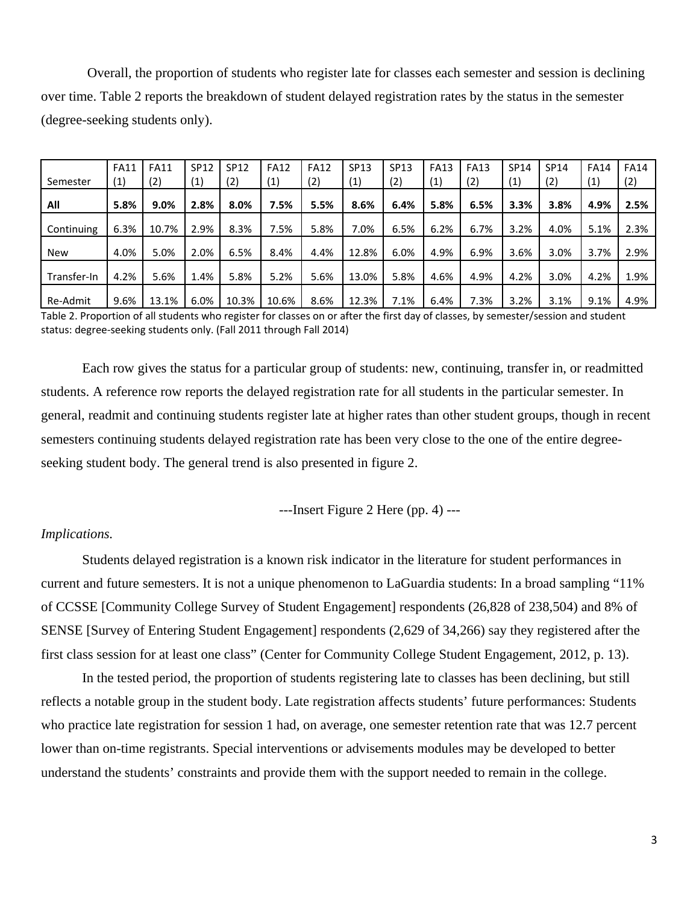Overall, the proportion of students who register late for classes each semester and session is declining over time. Table 2 reports the breakdown of student delayed registration rates by the status in the semester (degree-seeking students only).

| Semester | FA11 (1) | FA11 (2) | SP12 (1) | SP12 (2) | FA12 (1) | FA12 (2) | SP13 (1) | SP13 (2) | FA13 (1) | FA13 (2) | SP14 (1) | SP14 (2) | FA14 (1) | FA14 (2) |
|---|---|---|---|---|---|---|---|---|---|---|---|---|---|---|
| **All** | **5.8%** | **9.0%** | **2.8%** | **8.0%** | **7.5%** | **5.5%** | **8.6%** | **6.4%** | **5.8%** | **6.5%** | **3.3%** | **3.8%** | **4.9%** | **2.5%** |
| Continuing | 6.3% | 10.7% | 2.9% | 8.3% | 7.5% | 5.8% | 7.0% | 6.5% | 6.2% | 6.7% | 3.2% | 4.0% | 5.1% | 2.3% |
| New | 4.0% | 5.0% | 2.0% | 6.5% | 8.4% | 4.4% | 12.8% | 6.0% | 4.9% | 6.9% | 3.6% | 3.0% | 3.7% | 2.9% |
| Transfer-In | 4.2% | 5.6% | 1.4% | 5.8% | 5.2% | 5.6% | 13.0% | 5.8% | 4.6% | 4.9% | 4.2% | 3.0% | 4.2% | 1.9% |
| Re-Admit | 9.6% | 13.1% | 6.0% | 10.3% | 10.6% | 8.6% | 12.3% | 7.1% | 6.4% | 7.3% | 3.2% | 3.1% | 9.1% | 4.9% |

Table 2. Proportion of all students who register for classes on or after the first day of classes, by semester/session and student status: degree-seeking students only. (Fall 2011 through Fall 2014)

Each row gives the status for a particular group of students: new, continuing, transfer in, or readmitted students. A reference row reports the delayed registration rate for all students in the particular semester. In general, readmit and continuing students register late at higher rates than other student groups, though in recent semesters continuing students delayed registration rate has been very close to the one of the entire degree-seeking student body. The general trend is also presented in figure 2.

---Insert Figure 2 Here (pp. 4) ---

*Implications.*

Students delayed registration is a known risk indicator in the literature for student performances in current and future semesters. It is not a unique phenomenon to LaGuardia students: In a broad sampling "11% of CCSSE [Community College Survey of Student Engagement] respondents (26,828 of 238,504) and 8% of SENSE [Survey of Entering Student Engagement] respondents (2,629 of 34,266) say they registered after the first class session for at least one class" (Center for Community College Student Engagement, 2012, p. 13).

In the tested period, the proportion of students registering late to classes has been declining, but still reflects a notable group in the student body. Late registration affects students' future performances: Students who practice late registration for session 1 had, on average, one semester retention rate that was 12.7 percent lower than on-time registrants. Special interventions or advisements modules may be developed to better understand the students' constraints and provide them with the support needed to remain in the college.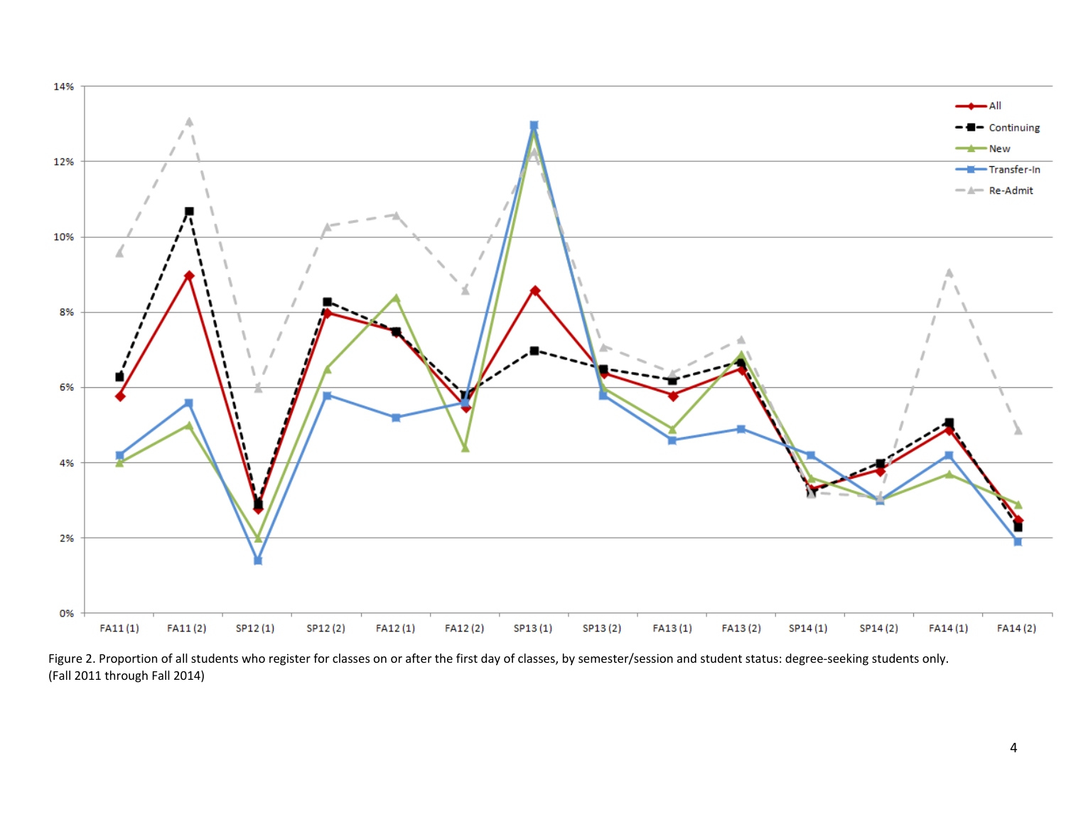14%

12%

10%

8%

6%

4%

2%

0%

All

Continuing

New

Transfer-In

Re-Admit

FA11 (1)

FA11 (2)

SP12 (1)

SP12 (2)

FA12 (1)

FA12 (2)

SP13 (1)

SP13 (2)

FA13 (1)

FA13 (2)

SP14 (1)

SP14 (2)

FA14 (1)

FA14 (2)

Figure 2. Proportion of all students who register for classes on or after the first day of classes, by semester/session and student status: degree-seeking students only. (Fall 2011 through Fall 2014)